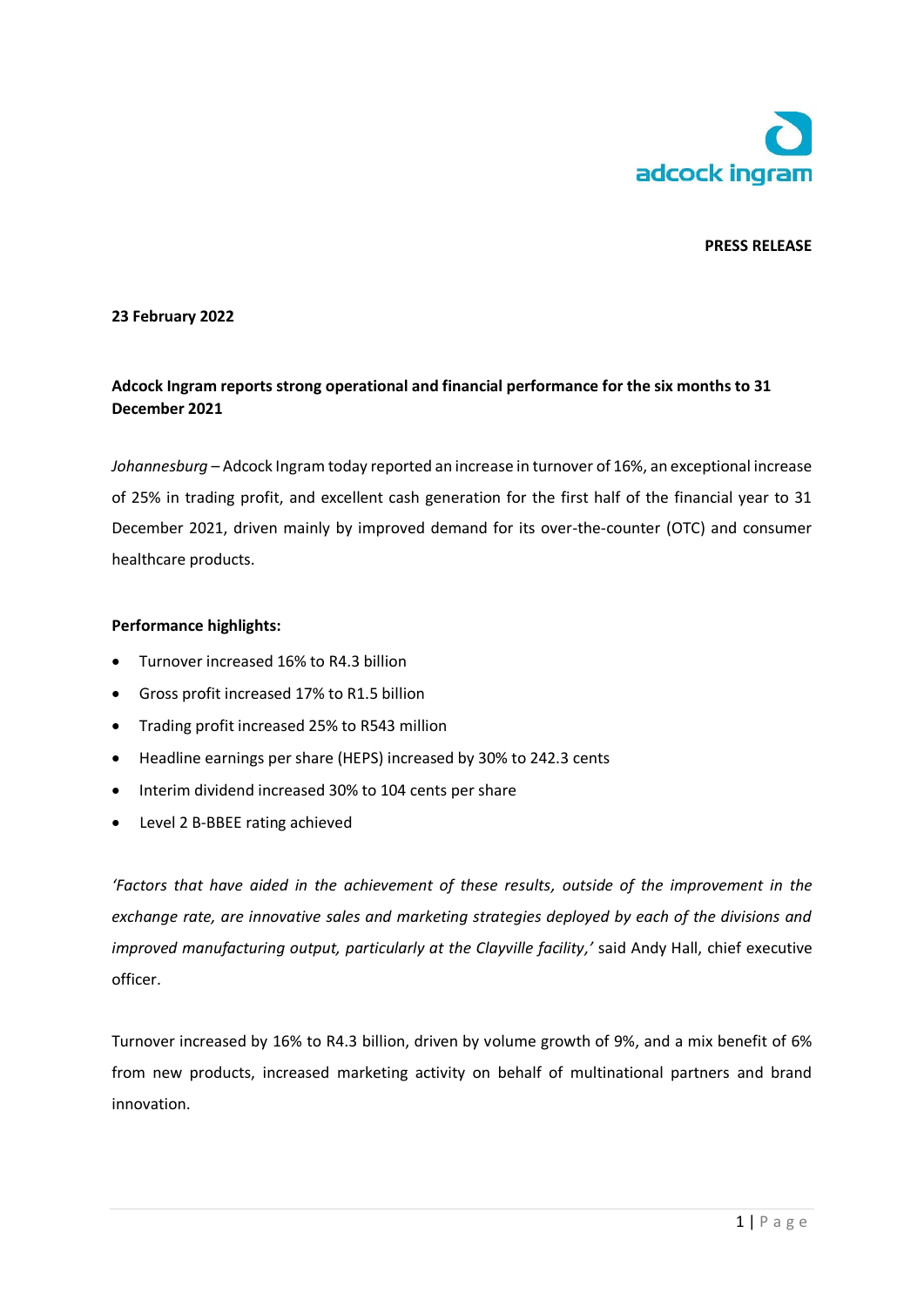adcock ingram

**PRESS RELEASE**

**23 February 2022**

**Adcock Ingram reports strong operational and financial performance for the six months to 31 December 2021**

*Johannesburg* – Adcock Ingram today reported an increase in turnover of 16%, an exceptional increase of 25% in trading profit, and excellent cash generation for the first half of the financial year to 31 December 2021, driven mainly by improved demand for its over-the-counter (OTC) and consumer healthcare products.

**Performance highlights:**

- Turnover increased 16% to R4.3 billion
- Gross profit increased 17% to R1.5 billion
- Trading profit increased 25% to R543 million
- Headline earnings per share (HEPS) increased by 30% to 242.3 cents
- Interim dividend increased 30% to 104 cents per share
- Level 2 B-BBEE rating achieved

*'Factors that have aided in the achievement of these results, outside of the improvement in the exchange rate, are innovative sales and marketing strategies deployed by each of the divisions and improved manufacturing output, particularly at the Clayville facility,'* said Andy Hall, chief executive officer.

Turnover increased by 16% to R4.3 billion, driven by volume growth of 9%, and a mix benefit of 6% from new products, increased marketing activity on behalf of multinational partners and brand innovation.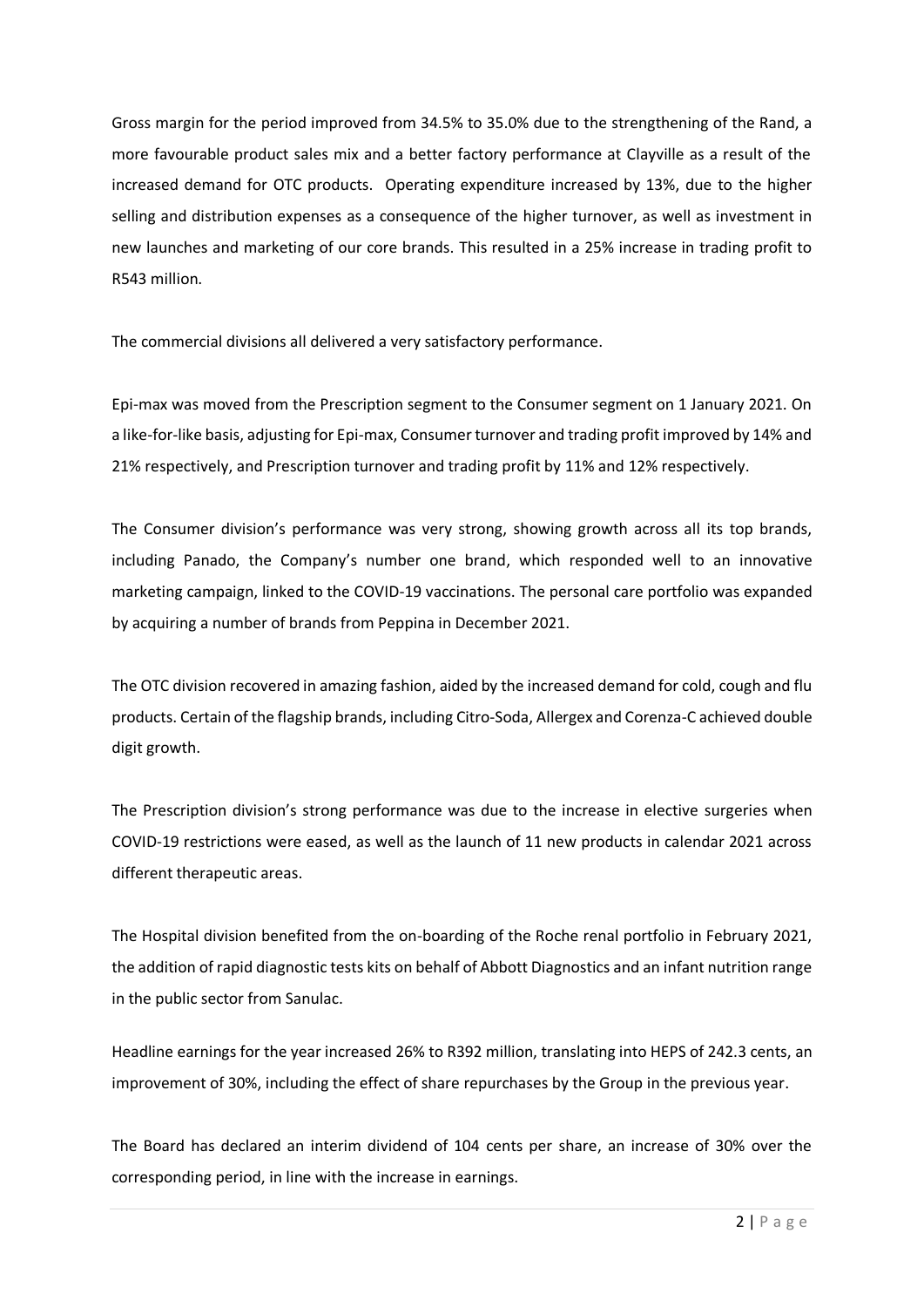Gross margin for the period improved from 34.5% to 35.0% due to the strengthening of the Rand, a more favourable product sales mix and a better factory performance at Clayville as a result of the increased demand for OTC products. Operating expenditure increased by 13%, due to the higher selling and distribution expenses as a consequence of the higher turnover, as well as investment in new launches and marketing of our core brands. This resulted in a 25% increase in trading profit to R543 million.

The commercial divisions all delivered a very satisfactory performance.

Epi-max was moved from the Prescription segment to the Consumer segment on 1 January 2021. On a like-for-like basis, adjusting for Epi-max, Consumer turnover and trading profit improved by 14% and 21% respectively, and Prescription turnover and trading profit by 11% and 12% respectively.

The Consumer division's performance was very strong, showing growth across all its top brands, including Panado, the Company's number one brand, which responded well to an innovative marketing campaign, linked to the COVID-19 vaccinations. The personal care portfolio was expanded by acquiring a number of brands from Peppina in December 2021.

The OTC division recovered in amazing fashion, aided by the increased demand for cold, cough and flu products. Certain of the flagship brands, including Citro-Soda, Allergex and Corenza-C achieved double digit growth.

The Prescription division's strong performance was due to the increase in elective surgeries when COVID-19 restrictions were eased, as well as the launch of 11 new products in calendar 2021 across different therapeutic areas.

The Hospital division benefited from the on-boarding of the Roche renal portfolio in February 2021, the addition of rapid diagnostic tests kits on behalf of Abbott Diagnostics and an infant nutrition range in the public sector from Sanulac.

Headline earnings for the year increased 26% to R392 million, translating into HEPS of 242.3 cents, an improvement of 30%, including the effect of share repurchases by the Group in the previous year.

The Board has declared an interim dividend of 104 cents per share, an increase of 30% over the corresponding period, in line with the increase in earnings.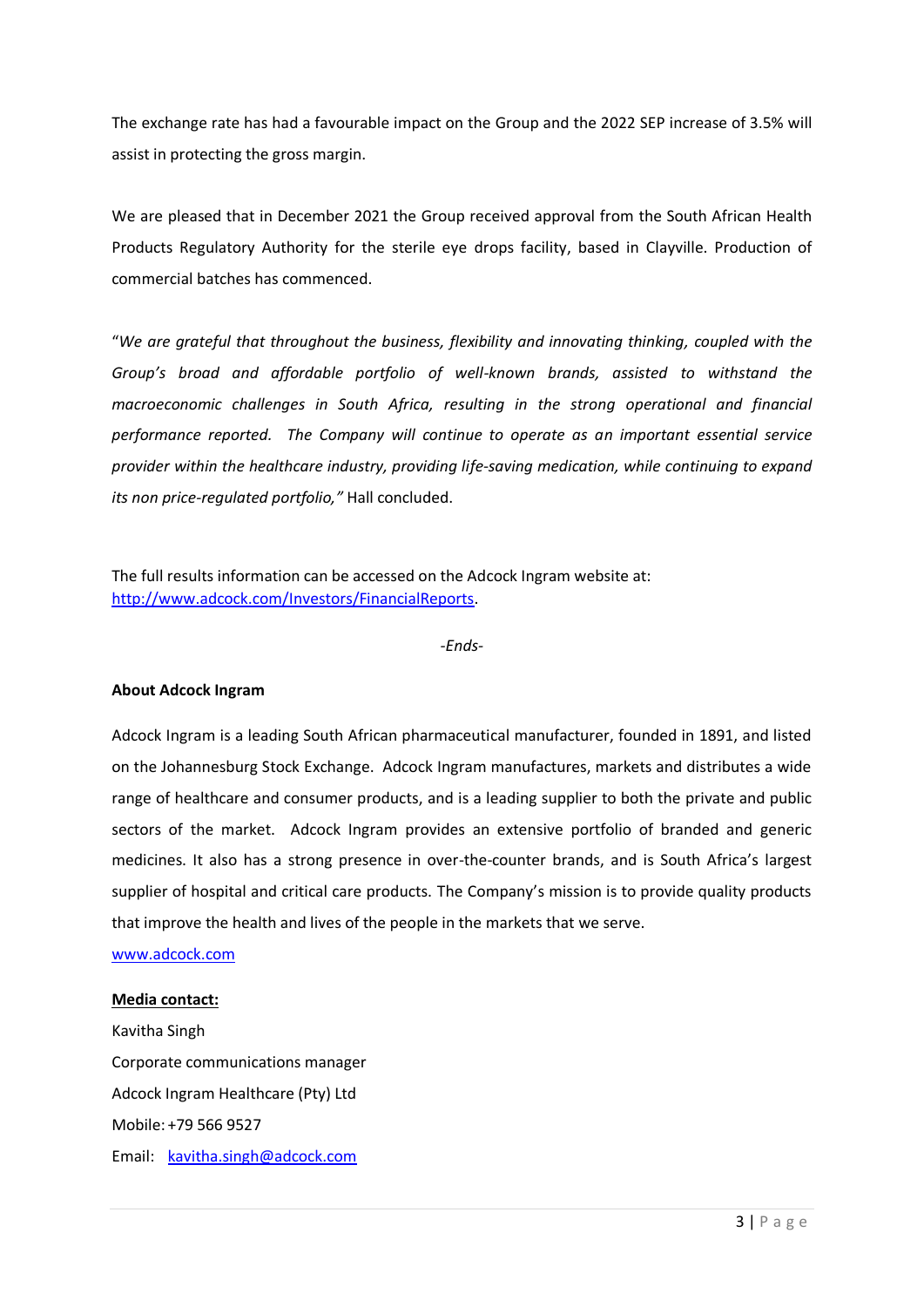The exchange rate has had a favourable impact on the Group and the 2022 SEP increase of 3.5% will assist in protecting the gross margin.

We are pleased that in December 2021 the Group received approval from the South African Health Products Regulatory Authority for the sterile eye drops facility, based in Clayville. Production of commercial batches has commenced.

"*We are grateful that throughout the business, flexibility and innovating thinking, coupled with the Group's broad and affordable portfolio of well-known brands, assisted to withstand the macroeconomic challenges in South Africa, resulting in the strong operational and financial performance reported. The Company will continue to operate as an important essential service provider within the healthcare industry, providing life-saving medication, while continuing to expand its non price-regulated portfolio,"* Hall concluded.

The full results information can be accessed on the Adcock Ingram website at: [http://www.adcock.com/Investors/FinancialReports](http://www.adcock.com/Investors/FinancialReports).

*-Ends-*

**About Adcock Ingram**

Adcock Ingram is a leading South African pharmaceutical manufacturer, founded in 1891, and listed on the Johannesburg Stock Exchange. Adcock Ingram manufactures, markets and distributes a wide range of healthcare and consumer products, and is a leading supplier to both the private and public sectors of the market. Adcock Ingram provides an extensive portfolio of branded and generic medicines. It also has a strong presence in over-the-counter brands, and is South Africa's largest supplier of hospital and critical care products. The Company's mission is to provide quality products that improve the health and lives of the people in the markets that we serve.

[www.adcock.com](http://www.adcock.com)

**Media contact:**

Kavitha Singh
Corporate communications manager
Adcock Ingram Healthcare (Pty) Ltd
Mobile: +79 566 9527
Email: [kavitha.singh@adcock.com](mailto:kavitha.singh@adcock.com)